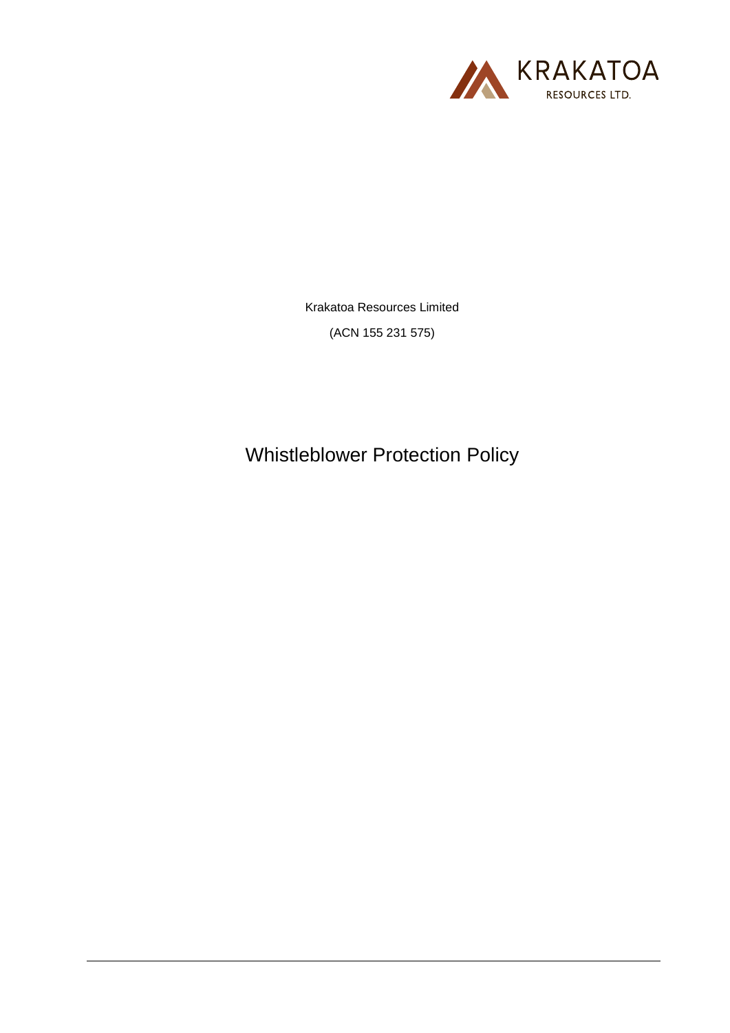KRAKATOA
RESOURCES LTD.

Krakatoa Resources Limited

(ACN 155 231 575)

# Whistleblower Protection Policy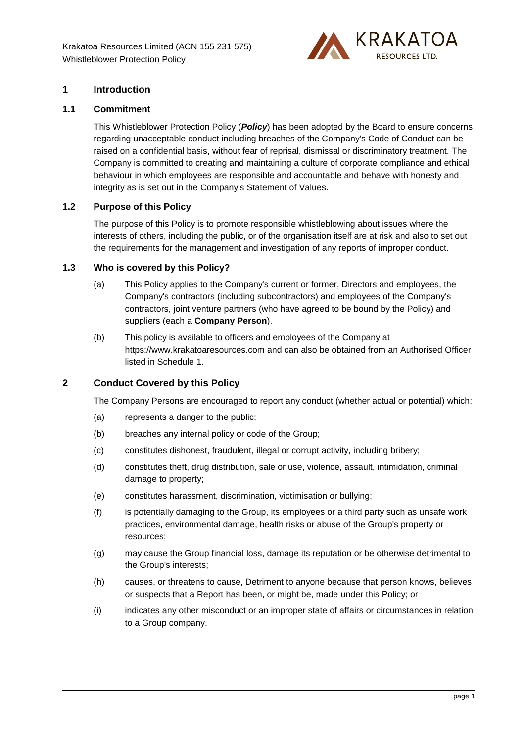# 1 Introduction

## 1.1 Commitment

This Whistleblower Protection Policy (***Policy***) has been adopted by the Board to ensure concerns regarding unacceptable conduct including breaches of the Company's Code of Conduct can be raised on a confidential basis, without fear of reprisal, dismissal or discriminatory treatment. The Company is committed to creating and maintaining a culture of corporate compliance and ethical behaviour in which employees are responsible and accountable and behave with honesty and integrity as is set out in the Company's Statement of Values.

## 1.2 Purpose of this Policy

The purpose of this Policy is to promote responsible whistleblowing about issues where the interests of others, including the public, or of the organisation itself are at risk and also to set out the requirements for the management and investigation of any reports of improper conduct.

## 1.3 Who is covered by this Policy?

(a) This Policy applies to the Company's current or former, Directors and employees, the Company's contractors (including subcontractors) and employees of the Company's contractors, joint venture partners (who have agreed to be bound by the Policy) and suppliers (each a **Company Person**).

(b) This policy is available to officers and employees of the Company at https://www.krakatoaresources.com and can also be obtained from an Authorised Officer listed in Schedule 1.

# 2 Conduct Covered by this Policy

The Company Persons are encouraged to report any conduct (whether actual or potential) which:

(a) represents a danger to the public;

(b) breaches any internal policy or code of the Group;

(c) constitutes dishonest, fraudulent, illegal or corrupt activity, including bribery;

(d) constitutes theft, drug distribution, sale or use, violence, assault, intimidation, criminal damage to property;

(e) constitutes harassment, discrimination, victimisation or bullying;

(f) is potentially damaging to the Group, its employees or a third party such as unsafe work practices, environmental damage, health risks or abuse of the Group's property or resources;

(g) may cause the Group financial loss, damage its reputation or be otherwise detrimental to the Group's interests;

(h) causes, or threatens to cause, Detriment to anyone because that person knows, believes or suspects that a Report has been, or might be, made under this Policy; or

(i) indicates any other misconduct or an improper state of affairs or circumstances in relation to a Group company.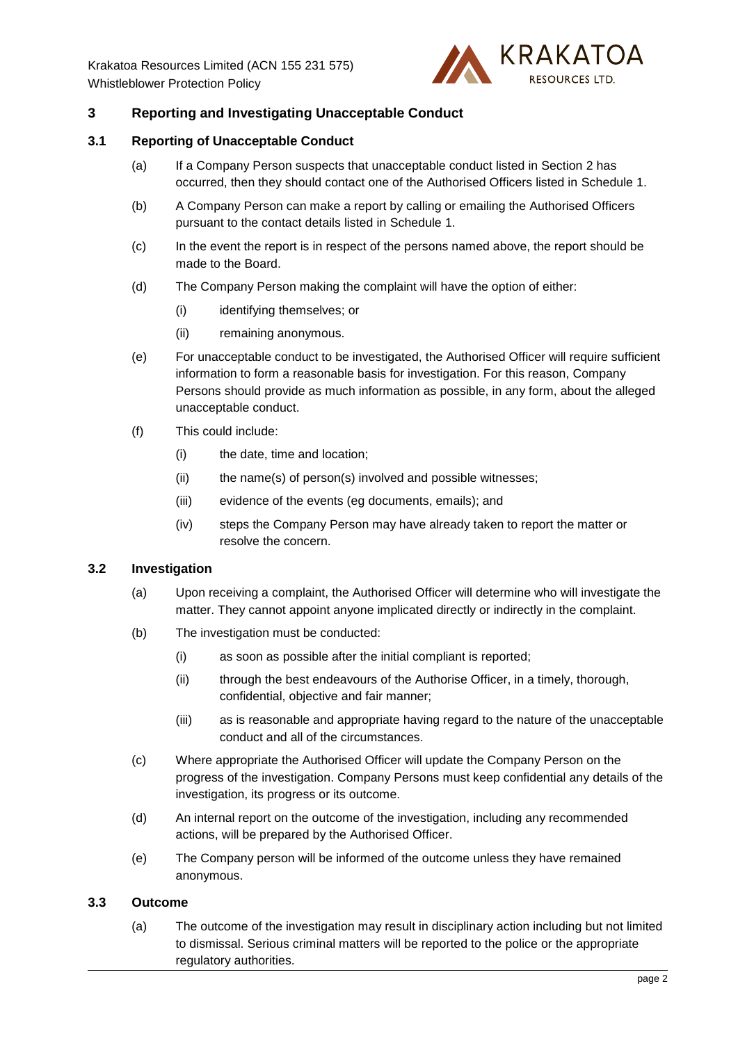## 3 Reporting and Investigating Unacceptable Conduct

### 3.1 Reporting of Unacceptable Conduct

(a) If a Company Person suspects that unacceptable conduct listed in Section 2 has occurred, then they should contact one of the Authorised Officers listed in Schedule 1.

(b) A Company Person can make a report by calling or emailing the Authorised Officers pursuant to the contact details listed in Schedule 1.

(c) In the event the report is in respect of the persons named above, the report should be made to the Board.

(d) The Company Person making the complaint will have the option of either:

- (i) identifying themselves; or
- (ii) remaining anonymous.

(e) For unacceptable conduct to be investigated, the Authorised Officer will require sufficient information to form a reasonable basis for investigation. For this reason, Company Persons should provide as much information as possible, in any form, about the alleged unacceptable conduct.

(f) This could include:

- (i) the date, time and location;
- (ii) the name(s) of person(s) involved and possible witnesses;
- (iii) evidence of the events (eg documents, emails); and
- (iv) steps the Company Person may have already taken to report the matter or resolve the concern.

### 3.2 Investigation

(a) Upon receiving a complaint, the Authorised Officer will determine who will investigate the matter. They cannot appoint anyone implicated directly or indirectly in the complaint.

(b) The investigation must be conducted:

- (i) as soon as possible after the initial compliant is reported;
- (ii) through the best endeavours of the Authorise Officer, in a timely, thorough, confidential, objective and fair manner;
- (iii) as is reasonable and appropriate having regard to the nature of the unacceptable conduct and all of the circumstances.

(c) Where appropriate the Authorised Officer will update the Company Person on the progress of the investigation. Company Persons must keep confidential any details of the investigation, its progress or its outcome.

(d) An internal report on the outcome of the investigation, including any recommended actions, will be prepared by the Authorised Officer.

(e) The Company person will be informed of the outcome unless they have remained anonymous.

### 3.3 Outcome

(a) The outcome of the investigation may result in disciplinary action including but not limited to dismissal. Serious criminal matters will be reported to the police or the appropriate regulatory authorities.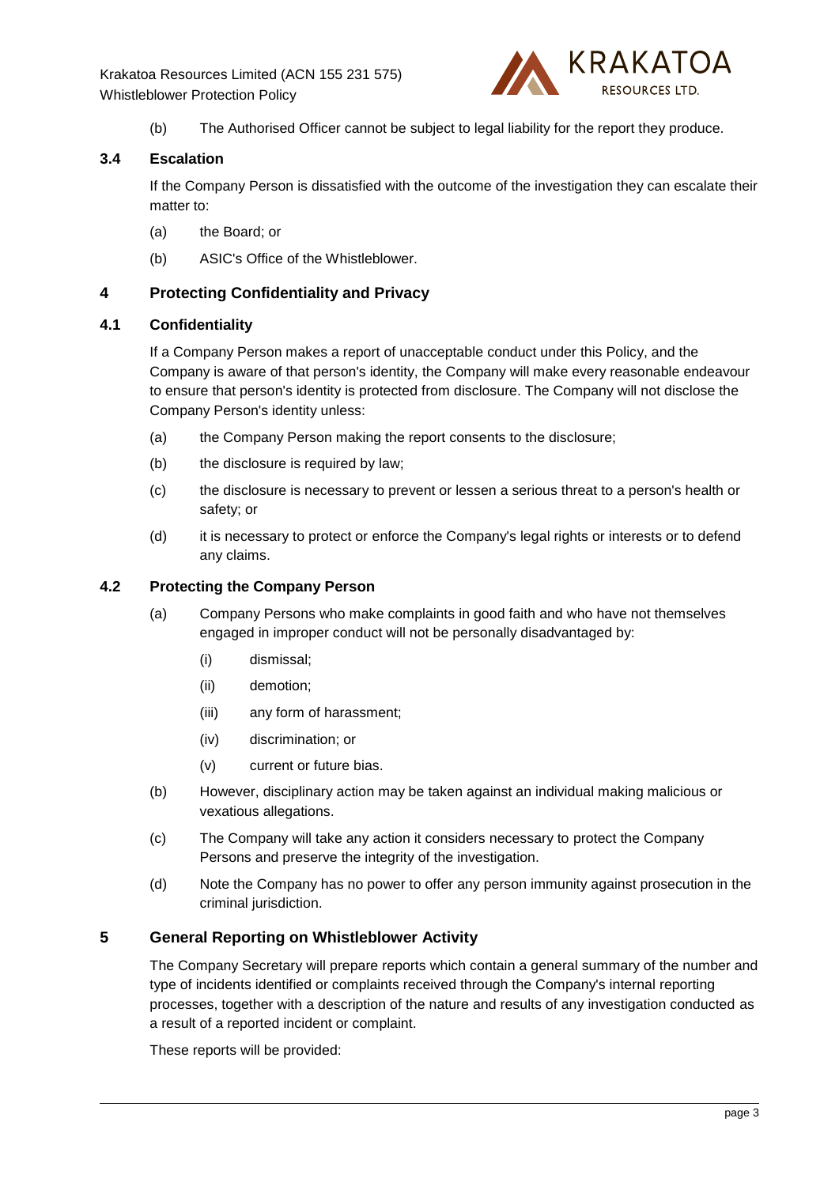(b) The Authorised Officer cannot be subject to legal liability for the report they produce.

### 3.4 Escalation

If the Company Person is dissatisfied with the outcome of the investigation they can escalate their matter to:

(a) the Board; or

(b) ASIC's Office of the Whistleblower.

## 4 Protecting Confidentiality and Privacy

### 4.1 Confidentiality

If a Company Person makes a report of unacceptable conduct under this Policy, and the Company is aware of that person's identity, the Company will make every reasonable endeavour to ensure that person's identity is protected from disclosure. The Company will not disclose the Company Person's identity unless:

(a) the Company Person making the report consents to the disclosure;

(b) the disclosure is required by law;

(c) the disclosure is necessary to prevent or lessen a serious threat to a person's health or safety; or

(d) it is necessary to protect or enforce the Company's legal rights or interests or to defend any claims.

### 4.2 Protecting the Company Person

(a) Company Persons who make complaints in good faith and who have not themselves engaged in improper conduct will not be personally disadvantaged by:

(i) dismissal;

(ii) demotion;

(iii) any form of harassment;

(iv) discrimination; or

(v) current or future bias.

(b) However, disciplinary action may be taken against an individual making malicious or vexatious allegations.

(c) The Company will take any action it considers necessary to protect the Company Persons and preserve the integrity of the investigation.

(d) Note the Company has no power to offer any person immunity against prosecution in the criminal jurisdiction.

## 5 General Reporting on Whistleblower Activity

The Company Secretary will prepare reports which contain a general summary of the number and type of incidents identified or complaints received through the Company's internal reporting processes, together with a description of the nature and results of any investigation conducted as a result of a reported incident or complaint.

These reports will be provided: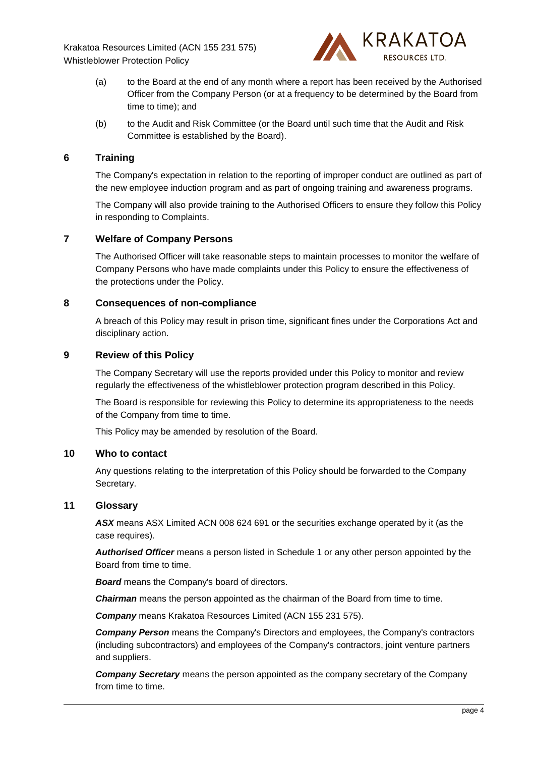(a) to the Board at the end of any month where a report has been received by the Authorised Officer from the Company Person (or at a frequency to be determined by the Board from time to time); and

(b) to the Audit and Risk Committee (or the Board until such time that the Audit and Risk Committee is established by the Board).

## 6 Training

The Company's expectation in relation to the reporting of improper conduct are outlined as part of the new employee induction program and as part of ongoing training and awareness programs.

The Company will also provide training to the Authorised Officers to ensure they follow this Policy in responding to Complaints.

## 7 Welfare of Company Persons

The Authorised Officer will take reasonable steps to maintain processes to monitor the welfare of Company Persons who have made complaints under this Policy to ensure the effectiveness of the protections under the Policy.

## 8 Consequences of non-compliance

A breach of this Policy may result in prison time, significant fines under the Corporations Act and disciplinary action.

## 9 Review of this Policy

The Company Secretary will use the reports provided under this Policy to monitor and review regularly the effectiveness of the whistleblower protection program described in this Policy.

The Board is responsible for reviewing this Policy to determine its appropriateness to the needs of the Company from time to time.

This Policy may be amended by resolution of the Board.

## 10 Who to contact

Any questions relating to the interpretation of this Policy should be forwarded to the Company Secretary.

## 11 Glossary

***ASX*** means ASX Limited ACN 008 624 691 or the securities exchange operated by it (as the case requires).

***Authorised Officer*** means a person listed in Schedule 1 or any other person appointed by the Board from time to time.

***Board*** means the Company's board of directors.

***Chairman*** means the person appointed as the chairman of the Board from time to time.

***Company*** means Krakatoa Resources Limited (ACN 155 231 575).

***Company Person*** means the Company's Directors and employees, the Company's contractors (including subcontractors) and employees of the Company's contractors, joint venture partners and suppliers.

***Company Secretary*** means the person appointed as the company secretary of the Company from time to time.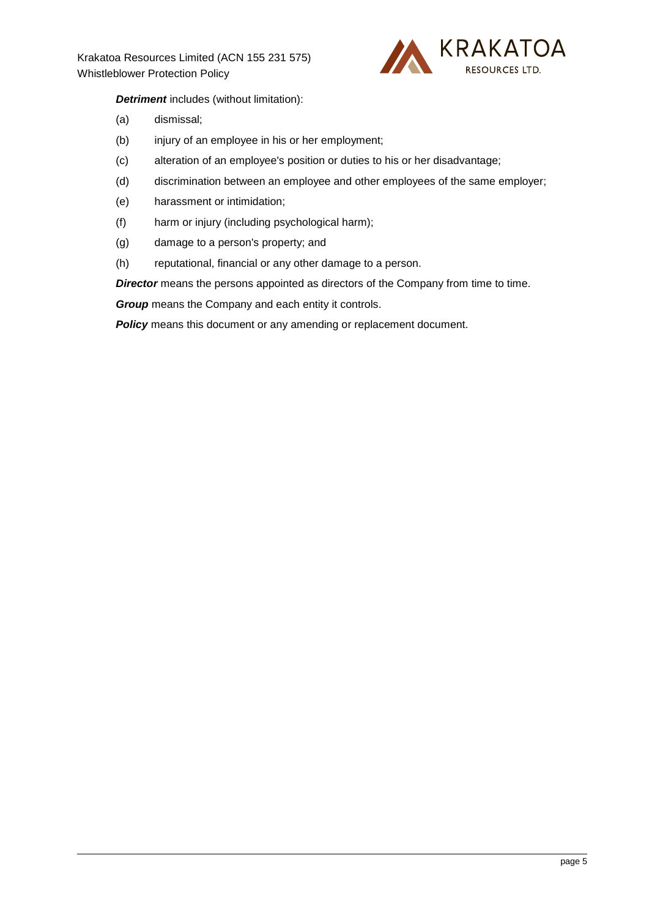***Detriment*** includes (without limitation):

(a) dismissal;

(b) injury of an employee in his or her employment;

(c) alteration of an employee's position or duties to his or her disadvantage;

(d) discrimination between an employee and other employees of the same employer;

(e) harassment or intimidation;

(f) harm or injury (including psychological harm);

(g) damage to a person's property; and

(h) reputational, financial or any other damage to a person.

***Director*** means the persons appointed as directors of the Company from time to time.

***Group*** means the Company and each entity it controls.

***Policy*** means this document or any amending or replacement document.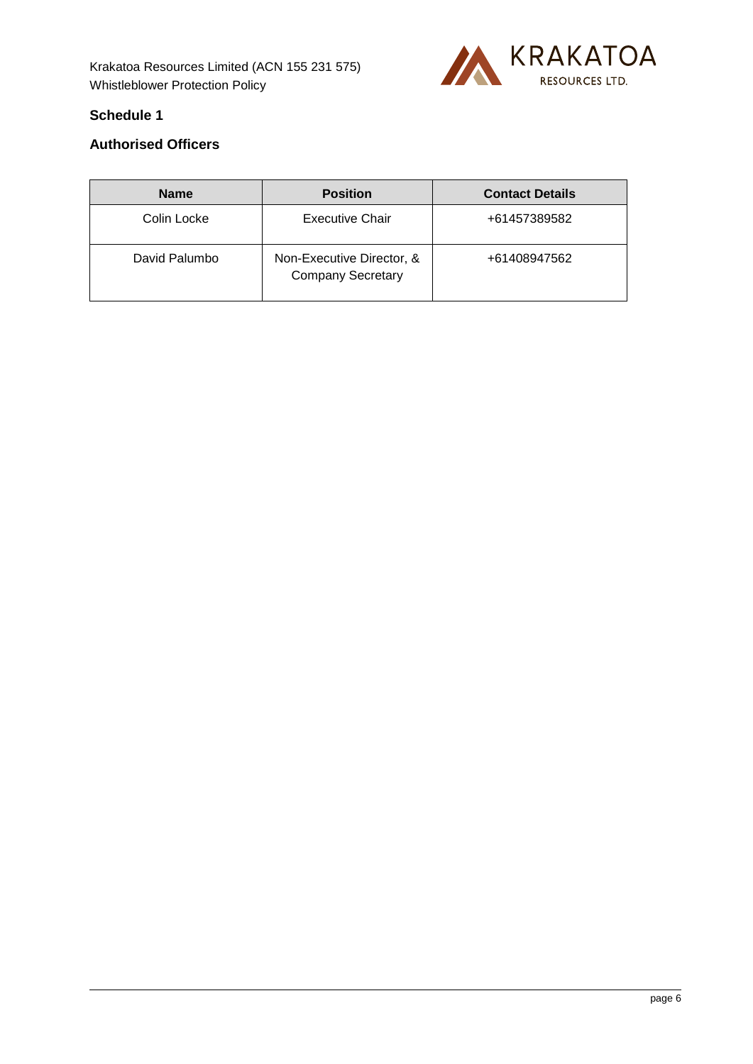## Schedule 1

### Authorised Officers

| Name | Position | Contact Details |
|---|---|---|
| Colin Locke | Executive Chair | +61457389582 |
| David Palumbo | Non-Executive Director, & Company Secretary | +61408947562 |